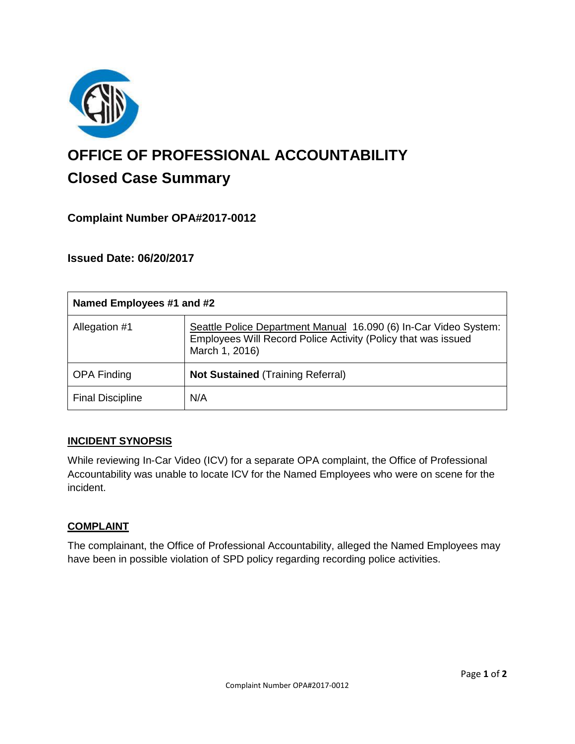# OFFICE OF PROFESSIONAL ACCOUNTABILITY

## Closed Case Summary

### Complaint Number OPA#2017-0012

### Issued Date: 06/20/2017

| Named Employees #1 and #2 | |
|---|---|
| Allegation #1 | Seattle Police Department Manual 16.090 (6) In-Car Video System: Employees Will Record Police Activity (Policy that was issued March 1, 2016) |
| OPA Finding | **Not Sustained** (Training Referral) |
| Final Discipline | N/A |

**INCIDENT SYNOPSIS**

While reviewing In-Car Video (ICV) for a separate OPA complaint, the Office of Professional Accountability was unable to locate ICV for the Named Employees who were on scene for the incident.

**COMPLAINT**

The complainant, the Office of Professional Accountability, alleged the Named Employees may have been in possible violation of SPD policy regarding recording police activities.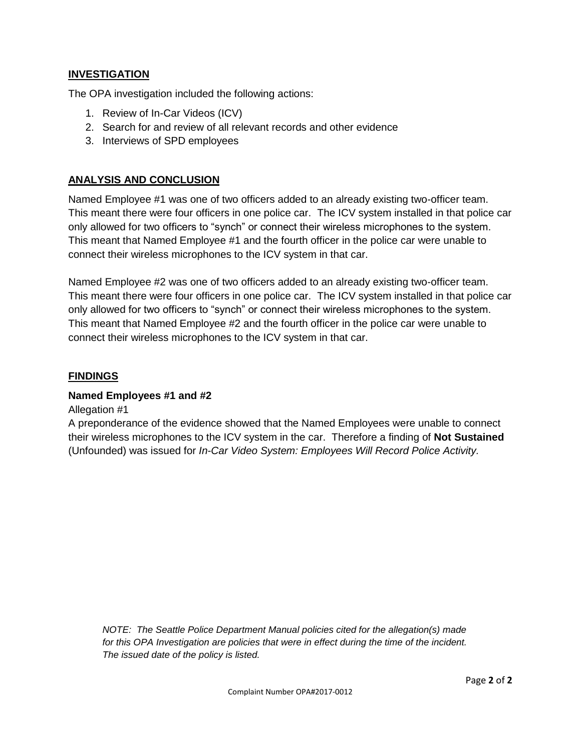## INVESTIGATION

The OPA investigation included the following actions:

1. Review of In-Car Videos (ICV)
2. Search for and review of all relevant records and other evidence
3. Interviews of SPD employees

## ANALYSIS AND CONCLUSION

Named Employee #1 was one of two officers added to an already existing two-officer team. This meant there were four officers in one police car. The ICV system installed in that police car only allowed for two officers to "synch" or connect their wireless microphones to the system. This meant that Named Employee #1 and the fourth officer in the police car were unable to connect their wireless microphones to the ICV system in that car.

Named Employee #2 was one of two officers added to an already existing two-officer team. This meant there were four officers in one police car. The ICV system installed in that police car only allowed for two officers to "synch" or connect their wireless microphones to the system. This meant that Named Employee #2 and the fourth officer in the police car were unable to connect their wireless microphones to the ICV system in that car.

## FINDINGS

**Named Employees #1 and #2**

Allegation #1

A preponderance of the evidence showed that the Named Employees were unable to connect their wireless microphones to the ICV system in the car. Therefore a finding of **Not Sustained** (Unfounded) was issued for *In-Car Video System: Employees Will Record Police Activity.*

*NOTE: The Seattle Police Department Manual policies cited for the allegation(s) made for this OPA Investigation are policies that were in effect during the time of the incident. The issued date of the policy is listed.*

Complaint Number OPA#2017-0012